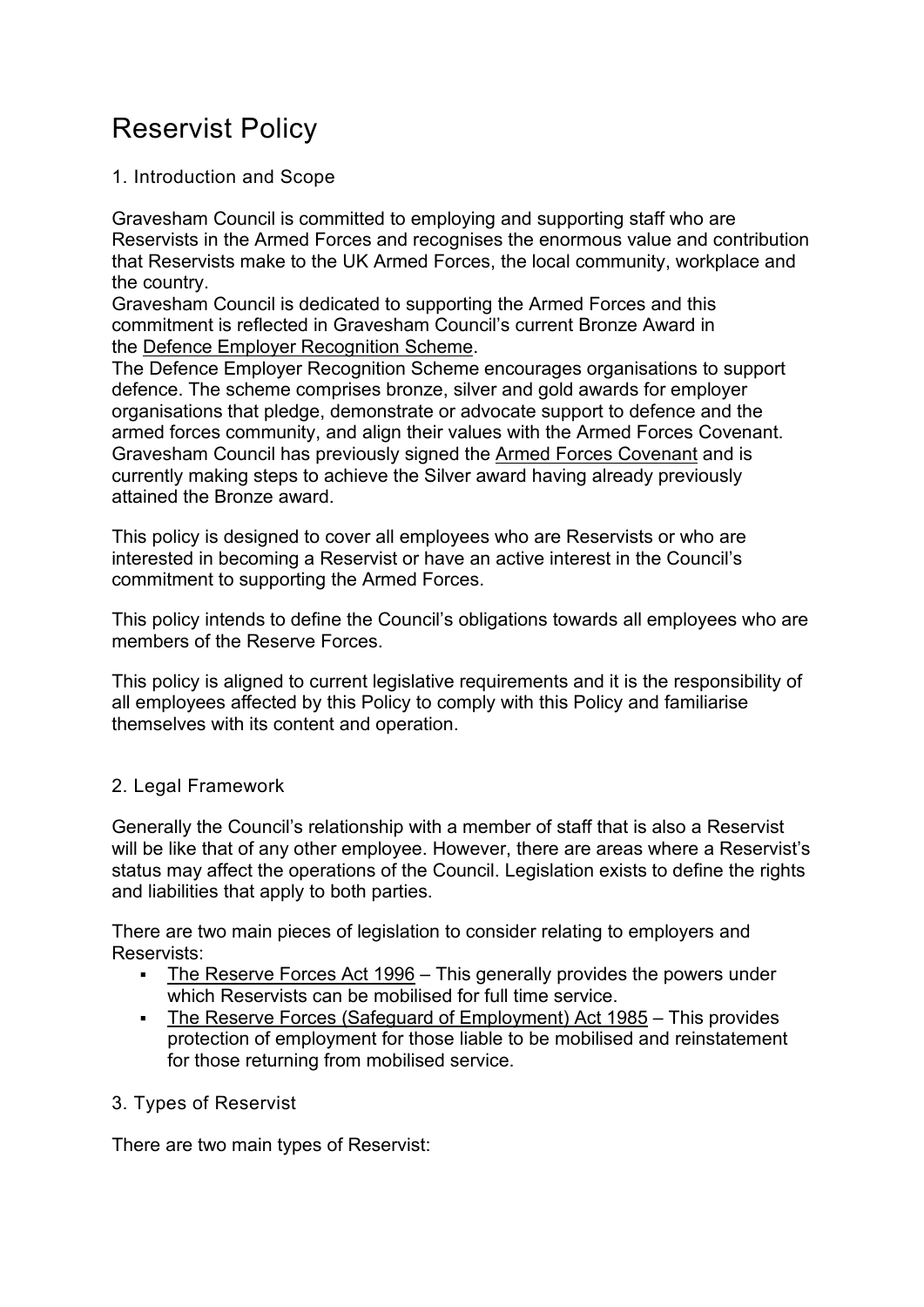# Reservist Policy

## 1. Introduction and Scope

Gravesham Council is committed to employing and supporting staff who are Reservists in the Armed Forces and recognises the enormous value and contribution that Reservists make to the UK Armed Forces, the local community, workplace and the country.
Gravesham Council is dedicated to supporting the Armed Forces and this commitment is reflected in Gravesham Council's current Bronze Award in the Defence Employer Recognition Scheme.
The Defence Employer Recognition Scheme encourages organisations to support defence. The scheme comprises bronze, silver and gold awards for employer organisations that pledge, demonstrate or advocate support to defence and the armed forces community, and align their values with the Armed Forces Covenant. Gravesham Council has previously signed the Armed Forces Covenant and is currently making steps to achieve the Silver award having already previously attained the Bronze award.

This policy is designed to cover all employees who are Reservists or who are interested in becoming a Reservist or have an active interest in the Council's commitment to supporting the Armed Forces.

This policy intends to define the Council's obligations towards all employees who are members of the Reserve Forces.

This policy is aligned to current legislative requirements and it is the responsibility of all employees affected by this Policy to comply with this Policy and familiarise themselves with its content and operation.

## 2. Legal Framework

Generally the Council's relationship with a member of staff that is also a Reservist will be like that of any other employee. However, there are areas where a Reservist's status may affect the operations of the Council. Legislation exists to define the rights and liabilities that apply to both parties.

There are two main pieces of legislation to consider relating to employers and Reservists:

- The Reserve Forces Act 1996 – This generally provides the powers under which Reservists can be mobilised for full time service.
- The Reserve Forces (Safeguard of Employment) Act 1985 – This provides protection of employment for those liable to be mobilised and reinstatement for those returning from mobilised service.

## 3. Types of Reservist

There are two main types of Reservist: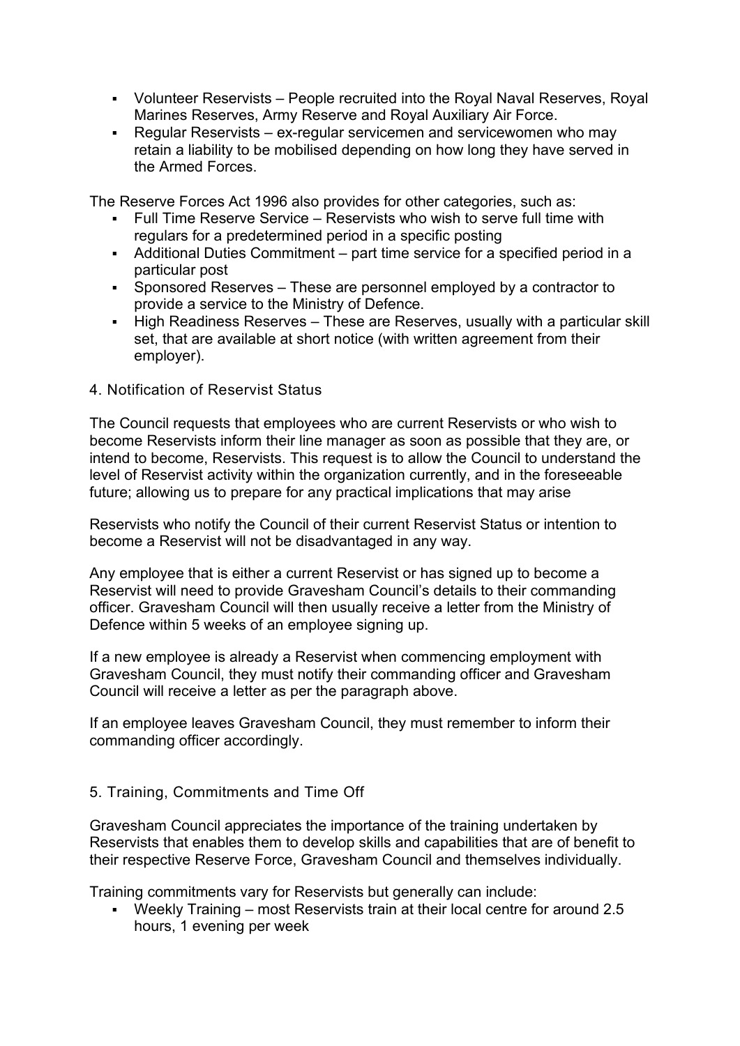- Volunteer Reservists – People recruited into the Royal Naval Reserves, Royal Marines Reserves, Army Reserve and Royal Auxiliary Air Force.
- Regular Reservists – ex-regular servicemen and servicewomen who may retain a liability to be mobilised depending on how long they have served in the Armed Forces.

The Reserve Forces Act 1996 also provides for other categories, such as:

- Full Time Reserve Service – Reservists who wish to serve full time with regulars for a predetermined period in a specific posting
- Additional Duties Commitment – part time service for a specified period in a particular post
- Sponsored Reserves – These are personnel employed by a contractor to provide a service to the Ministry of Defence.
- High Readiness Reserves – These are Reserves, usually with a particular skill set, that are available at short notice (with written agreement from their employer).

## 4. Notification of Reservist Status

The Council requests that employees who are current Reservists or who wish to become Reservists inform their line manager as soon as possible that they are, or intend to become, Reservists. This request is to allow the Council to understand the level of Reservist activity within the organization currently, and in the foreseeable future; allowing us to prepare for any practical implications that may arise

Reservists who notify the Council of their current Reservist Status or intention to become a Reservist will not be disadvantaged in any way.

Any employee that is either a current Reservist or has signed up to become a Reservist will need to provide Gravesham Council's details to their commanding officer. Gravesham Council will then usually receive a letter from the Ministry of Defence within 5 weeks of an employee signing up.

If a new employee is already a Reservist when commencing employment with Gravesham Council, they must notify their commanding officer and Gravesham Council will receive a letter as per the paragraph above.

If an employee leaves Gravesham Council, they must remember to inform their commanding officer accordingly.

## 5. Training, Commitments and Time Off

Gravesham Council appreciates the importance of the training undertaken by Reservists that enables them to develop skills and capabilities that are of benefit to their respective Reserve Force, Gravesham Council and themselves individually.

Training commitments vary for Reservists but generally can include:

- Weekly Training – most Reservists train at their local centre for around 2.5 hours, 1 evening per week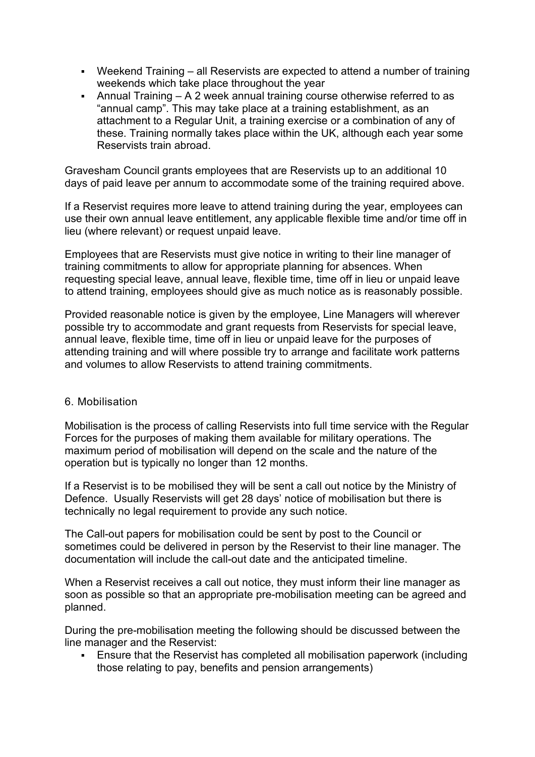- Weekend Training – all Reservists are expected to attend a number of training weekends which take place throughout the year
- Annual Training – A 2 week annual training course otherwise referred to as "annual camp". This may take place at a training establishment, as an attachment to a Regular Unit, a training exercise or a combination of any of these. Training normally takes place within the UK, although each year some Reservists train abroad.

Gravesham Council grants employees that are Reservists up to an additional 10 days of paid leave per annum to accommodate some of the training required above.

If a Reservist requires more leave to attend training during the year, employees can use their own annual leave entitlement, any applicable flexible time and/or time off in lieu (where relevant) or request unpaid leave.

Employees that are Reservists must give notice in writing to their line manager of training commitments to allow for appropriate planning for absences. When requesting special leave, annual leave, flexible time, time off in lieu or unpaid leave to attend training, employees should give as much notice as is reasonably possible.

Provided reasonable notice is given by the employee, Line Managers will wherever possible try to accommodate and grant requests from Reservists for special leave, annual leave, flexible time, time off in lieu or unpaid leave for the purposes of attending training and will where possible try to arrange and facilitate work patterns and volumes to allow Reservists to attend training commitments.

## 6. Mobilisation

Mobilisation is the process of calling Reservists into full time service with the Regular Forces for the purposes of making them available for military operations. The maximum period of mobilisation will depend on the scale and the nature of the operation but is typically no longer than 12 months.

If a Reservist is to be mobilised they will be sent a call out notice by the Ministry of Defence. Usually Reservists will get 28 days' notice of mobilisation but there is technically no legal requirement to provide any such notice.

The Call-out papers for mobilisation could be sent by post to the Council or sometimes could be delivered in person by the Reservist to their line manager. The documentation will include the call-out date and the anticipated timeline.

When a Reservist receives a call out notice, they must inform their line manager as soon as possible so that an appropriate pre-mobilisation meeting can be agreed and planned.

During the pre-mobilisation meeting the following should be discussed between the line manager and the Reservist:

- Ensure that the Reservist has completed all mobilisation paperwork (including those relating to pay, benefits and pension arrangements)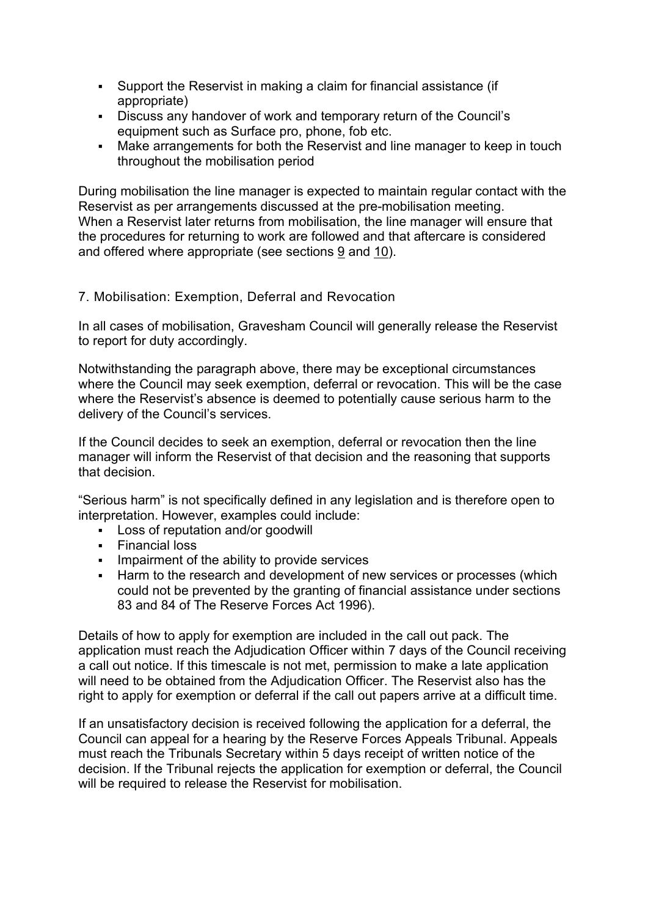- Support the Reservist in making a claim for financial assistance (if appropriate)
- Discuss any handover of work and temporary return of the Council's equipment such as Surface pro, phone, fob etc.
- Make arrangements for both the Reservist and line manager to keep in touch throughout the mobilisation period

During mobilisation the line manager is expected to maintain regular contact with the Reservist as per arrangements discussed at the pre-mobilisation meeting. When a Reservist later returns from mobilisation, the line manager will ensure that the procedures for returning to work are followed and that aftercare is considered and offered where appropriate (see sections 9 and 10).

## 7. Mobilisation: Exemption, Deferral and Revocation

In all cases of mobilisation, Gravesham Council will generally release the Reservist to report for duty accordingly.

Notwithstanding the paragraph above, there may be exceptional circumstances where the Council may seek exemption, deferral or revocation. This will be the case where the Reservist's absence is deemed to potentially cause serious harm to the delivery of the Council's services.

If the Council decides to seek an exemption, deferral or revocation then the line manager will inform the Reservist of that decision and the reasoning that supports that decision.

"Serious harm" is not specifically defined in any legislation and is therefore open to interpretation. However, examples could include:

- Loss of reputation and/or goodwill
- Financial loss
- Impairment of the ability to provide services
- Harm to the research and development of new services or processes (which could not be prevented by the granting of financial assistance under sections 83 and 84 of The Reserve Forces Act 1996).

Details of how to apply for exemption are included in the call out pack. The application must reach the Adjudication Officer within 7 days of the Council receiving a call out notice. If this timescale is not met, permission to make a late application will need to be obtained from the Adjudication Officer. The Reservist also has the right to apply for exemption or deferral if the call out papers arrive at a difficult time.

If an unsatisfactory decision is received following the application for a deferral, the Council can appeal for a hearing by the Reserve Forces Appeals Tribunal. Appeals must reach the Tribunals Secretary within 5 days receipt of written notice of the decision. If the Tribunal rejects the application for exemption or deferral, the Council will be required to release the Reservist for mobilisation.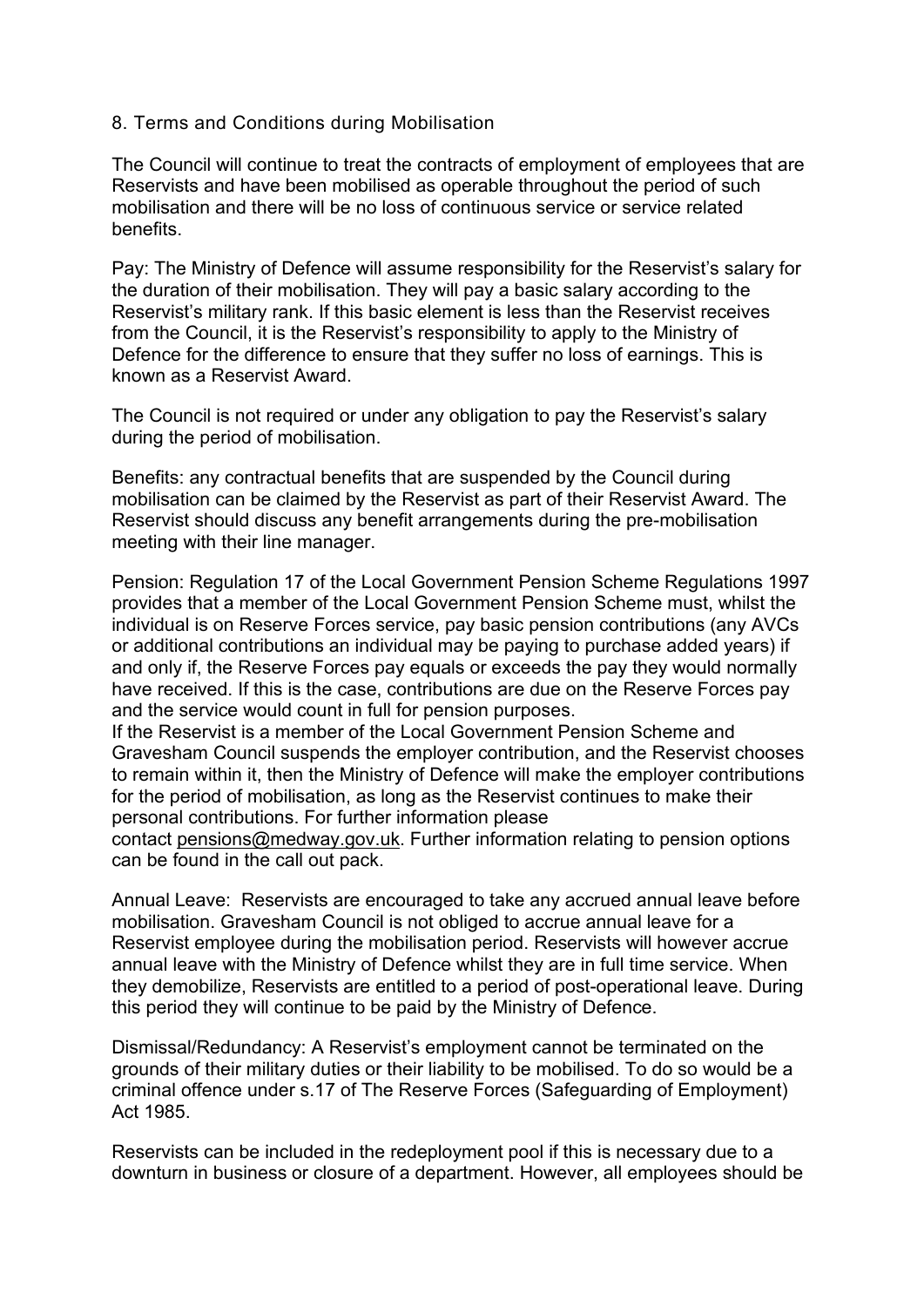## 8. Terms and Conditions during Mobilisation

The Council will continue to treat the contracts of employment of employees that are Reservists and have been mobilised as operable throughout the period of such mobilisation and there will be no loss of continuous service or service related benefits.

Pay: The Ministry of Defence will assume responsibility for the Reservist's salary for the duration of their mobilisation. They will pay a basic salary according to the Reservist's military rank. If this basic element is less than the Reservist receives from the Council, it is the Reservist's responsibility to apply to the Ministry of Defence for the difference to ensure that they suffer no loss of earnings. This is known as a Reservist Award.

The Council is not required or under any obligation to pay the Reservist's salary during the period of mobilisation.

Benefits: any contractual benefits that are suspended by the Council during mobilisation can be claimed by the Reservist as part of their Reservist Award. The Reservist should discuss any benefit arrangements during the pre-mobilisation meeting with their line manager.

Pension: Regulation 17 of the Local Government Pension Scheme Regulations 1997 provides that a member of the Local Government Pension Scheme must, whilst the individual is on Reserve Forces service, pay basic pension contributions (any AVCs or additional contributions an individual may be paying to purchase added years) if and only if, the Reserve Forces pay equals or exceeds the pay they would normally have received. If this is the case, contributions are due on the Reserve Forces pay and the service would count in full for pension purposes.
If the Reservist is a member of the Local Government Pension Scheme and Gravesham Council suspends the employer contribution, and the Reservist chooses to remain within it, then the Ministry of Defence will make the employer contributions for the period of mobilisation, as long as the Reservist continues to make their personal contributions. For further information please contact pensions@medway.gov.uk. Further information relating to pension options can be found in the call out pack.

Annual Leave: Reservists are encouraged to take any accrued annual leave before mobilisation. Gravesham Council is not obliged to accrue annual leave for a Reservist employee during the mobilisation period. Reservists will however accrue annual leave with the Ministry of Defence whilst they are in full time service. When they demobilize, Reservists are entitled to a period of post-operational leave. During this period they will continue to be paid by the Ministry of Defence.

Dismissal/Redundancy: A Reservist's employment cannot be terminated on the grounds of their military duties or their liability to be mobilised. To do so would be a criminal offence under s.17 of The Reserve Forces (Safeguarding of Employment) Act 1985.

Reservists can be included in the redeployment pool if this is necessary due to a downturn in business or closure of a department. However, all employees should be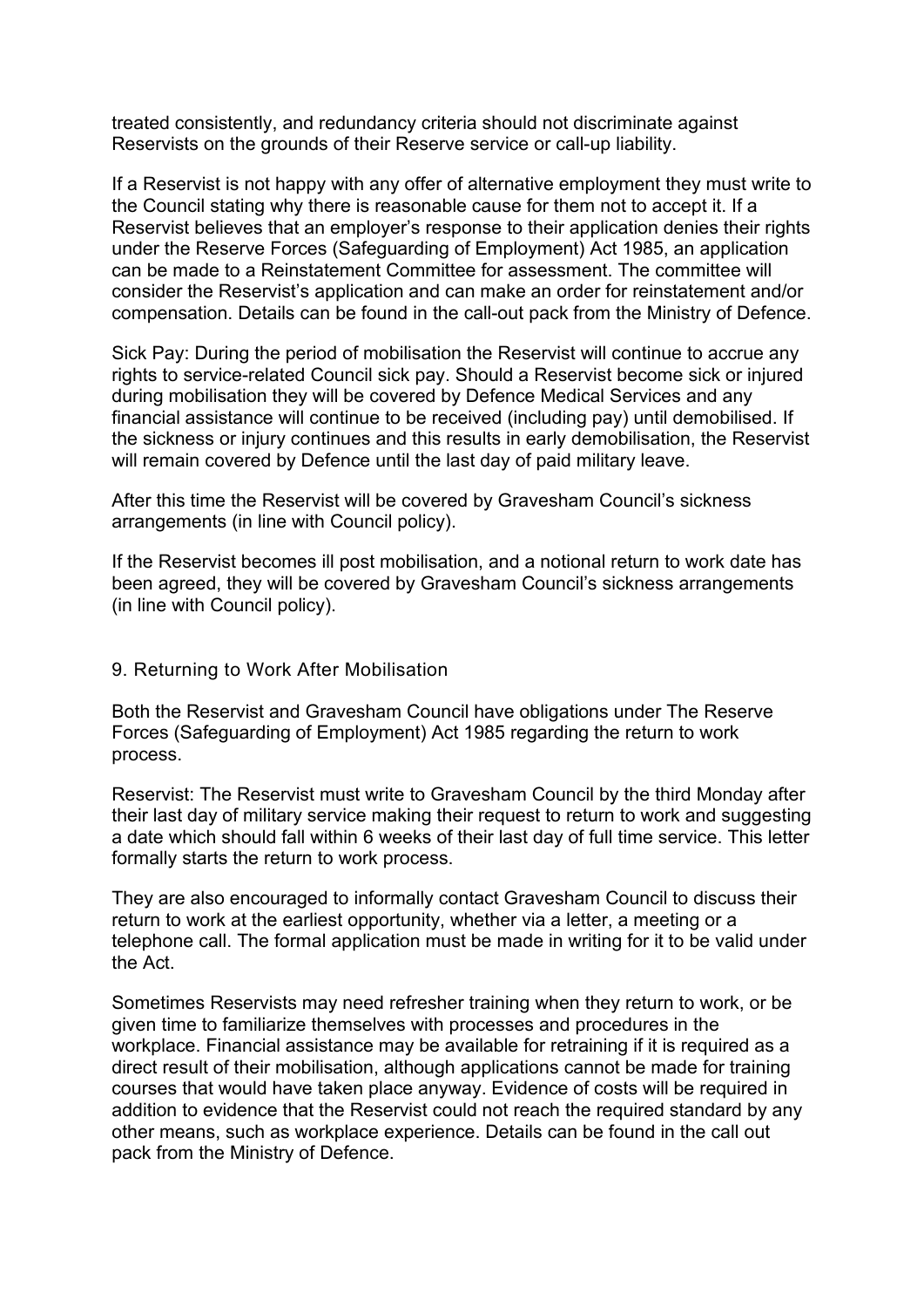treated consistently, and redundancy criteria should not discriminate against Reservists on the grounds of their Reserve service or call-up liability.

If a Reservist is not happy with any offer of alternative employment they must write to the Council stating why there is reasonable cause for them not to accept it. If a Reservist believes that an employer's response to their application denies their rights under the Reserve Forces (Safeguarding of Employment) Act 1985, an application can be made to a Reinstatement Committee for assessment. The committee will consider the Reservist's application and can make an order for reinstatement and/or compensation. Details can be found in the call-out pack from the Ministry of Defence.

Sick Pay: During the period of mobilisation the Reservist will continue to accrue any rights to service-related Council sick pay. Should a Reservist become sick or injured during mobilisation they will be covered by Defence Medical Services and any financial assistance will continue to be received (including pay) until demobilised. If the sickness or injury continues and this results in early demobilisation, the Reservist will remain covered by Defence until the last day of paid military leave.

After this time the Reservist will be covered by Gravesham Council's sickness arrangements (in line with Council policy).

If the Reservist becomes ill post mobilisation, and a notional return to work date has been agreed, they will be covered by Gravesham Council's sickness arrangements (in line with Council policy).

## 9. Returning to Work After Mobilisation

Both the Reservist and Gravesham Council have obligations under The Reserve Forces (Safeguarding of Employment) Act 1985 regarding the return to work process.

Reservist: The Reservist must write to Gravesham Council by the third Monday after their last day of military service making their request to return to work and suggesting a date which should fall within 6 weeks of their last day of full time service. This letter formally starts the return to work process.

They are also encouraged to informally contact Gravesham Council to discuss their return to work at the earliest opportunity, whether via a letter, a meeting or a telephone call. The formal application must be made in writing for it to be valid under the Act.

Sometimes Reservists may need refresher training when they return to work, or be given time to familiarize themselves with processes and procedures in the workplace. Financial assistance may be available for retraining if it is required as a direct result of their mobilisation, although applications cannot be made for training courses that would have taken place anyway. Evidence of costs will be required in addition to evidence that the Reservist could not reach the required standard by any other means, such as workplace experience. Details can be found in the call out pack from the Ministry of Defence.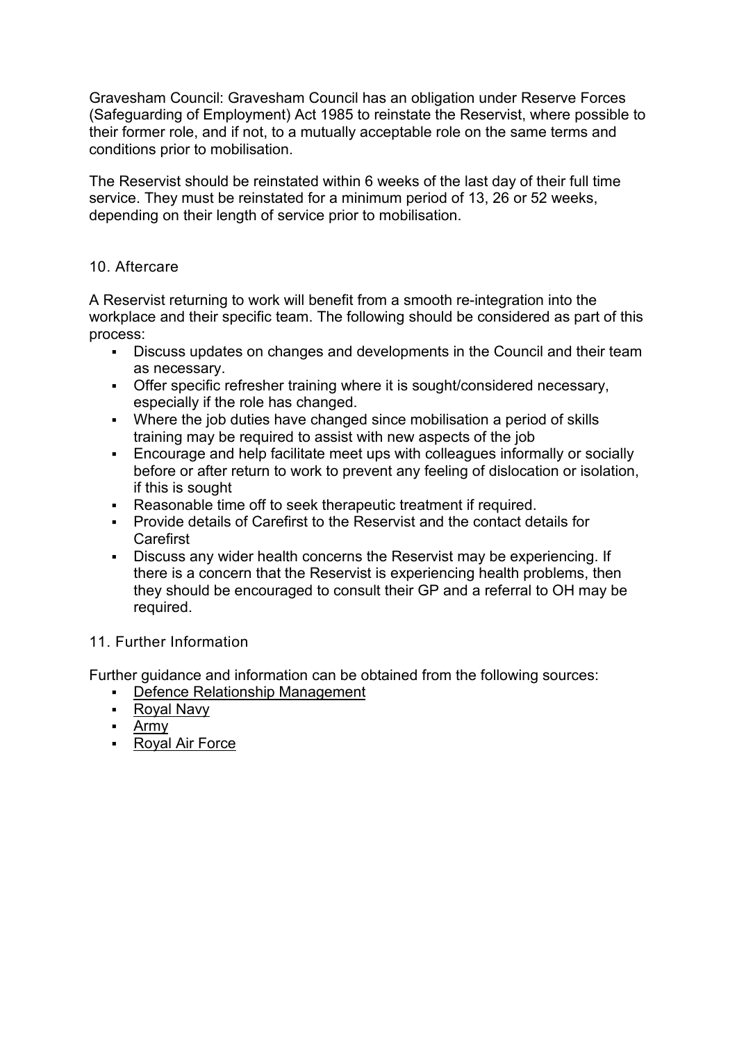Gravesham Council: Gravesham Council has an obligation under Reserve Forces (Safeguarding of Employment) Act 1985 to reinstate the Reservist, where possible to their former role, and if not, to a mutually acceptable role on the same terms and conditions prior to mobilisation.

The Reservist should be reinstated within 6 weeks of the last day of their full time service. They must be reinstated for a minimum period of 13, 26 or 52 weeks, depending on their length of service prior to mobilisation.

## 10. Aftercare

A Reservist returning to work will benefit from a smooth re-integration into the workplace and their specific team. The following should be considered as part of this process:

- Discuss updates on changes and developments in the Council and their team as necessary.
- Offer specific refresher training where it is sought/considered necessary, especially if the role has changed.
- Where the job duties have changed since mobilisation a period of skills training may be required to assist with new aspects of the job
- Encourage and help facilitate meet ups with colleagues informally or socially before or after return to work to prevent any feeling of dislocation or isolation, if this is sought
- Reasonable time off to seek therapeutic treatment if required.
- Provide details of Carefirst to the Reservist and the contact details for Carefirst
- Discuss any wider health concerns the Reservist may be experiencing. If there is a concern that the Reservist is experiencing health problems, then they should be encouraged to consult their GP and a referral to OH may be required.

## 11. Further Information

Further guidance and information can be obtained from the following sources:

- Defence Relationship Management
- Royal Navy
- Army
- Royal Air Force